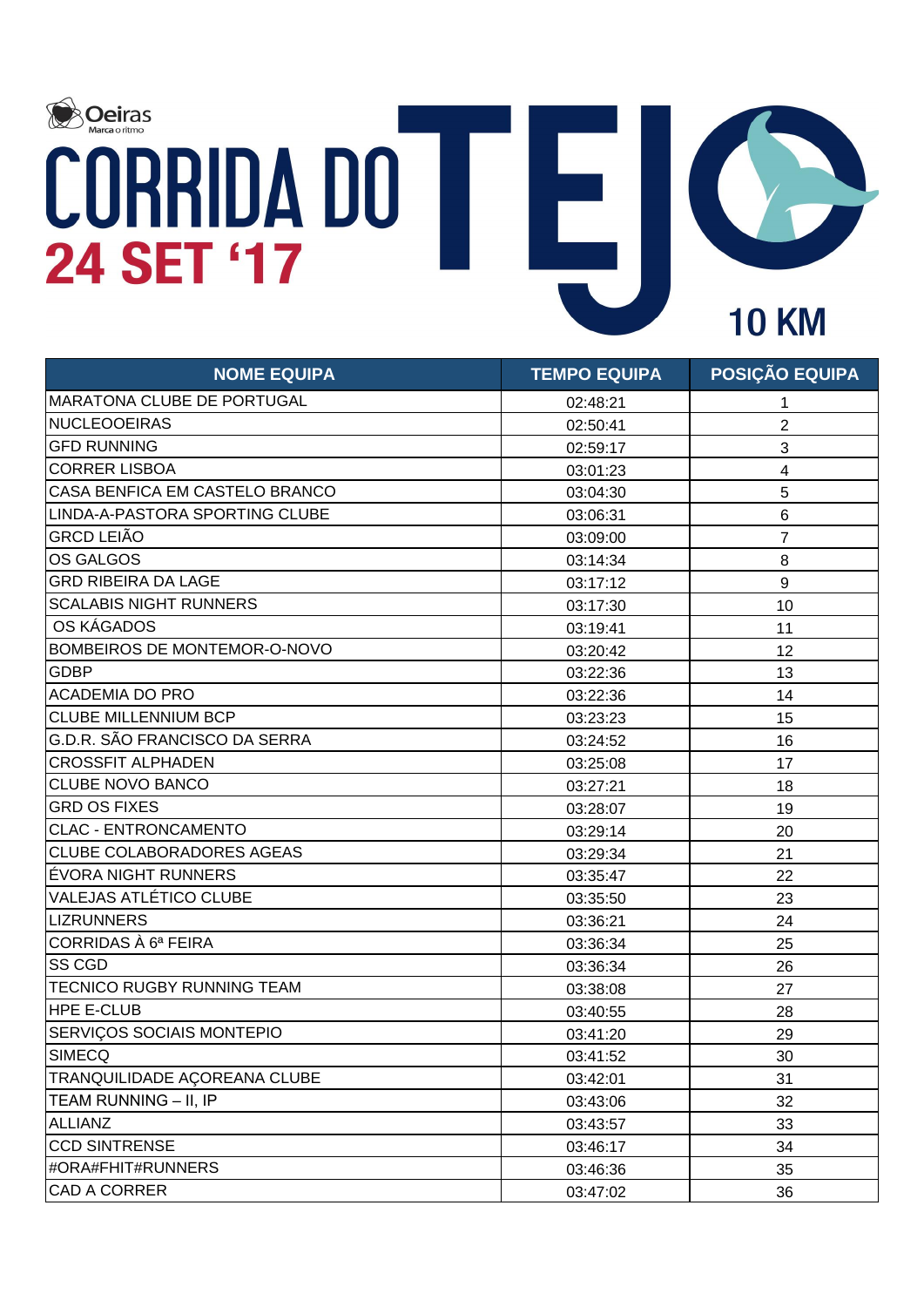Oeiras
Marca o ritmo

# CORRIDA DO TEJO

## 24 SET '17

## 10 KM

| NOME EQUIPA | TEMPO EQUIPA | POSIÇÃO EQUIPA |
|---|---|---|
| MARATONA CLUBE DE PORTUGAL | 02:48:21 | 1 |
| NUCLEOOEIRAS | 02:50:41 | 2 |
| GFD RUNNING | 02:59:17 | 3 |
| CORRER LISBOA | 03:01:23 | 4 |
| CASA BENFICA EM CASTELO BRANCO | 03:04:30 | 5 |
| LINDA-A-PASTORA SPORTING CLUBE | 03:06:31 | 6 |
| GRCD LEIÃO | 03:09:00 | 7 |
| OS GALGOS | 03:14:34 | 8 |
| GRD RIBEIRA DA LAGE | 03:17:12 | 9 |
| SCALABIS NIGHT RUNNERS | 03:17:30 | 10 |
| OS KÁGADOS | 03:19:41 | 11 |
| BOMBEIROS DE MONTEMOR-O-NOVO | 03:20:42 | 12 |
| GDBP | 03:22:36 | 13 |
| ACADEMIA DO PRO | 03:22:36 | 14 |
| CLUBE MILLENNIUM BCP | 03:23:23 | 15 |
| G.D.R. SÃO FRANCISCO DA SERRA | 03:24:52 | 16 |
| CROSSFIT ALPHADEN | 03:25:08 | 17 |
| CLUBE NOVO BANCO | 03:27:21 | 18 |
| GRD OS FIXES | 03:28:07 | 19 |
| CLAC - ENTRONCAMENTO | 03:29:14 | 20 |
| CLUBE COLABORADORES AGEAS | 03:29:34 | 21 |
| ÉVORA NIGHT RUNNERS | 03:35:47 | 22 |
| VALEJAS ATLÉTICO CLUBE | 03:35:50 | 23 |
| LIZRUNNERS | 03:36:21 | 24 |
| CORRIDAS À 6ª FEIRA | 03:36:34 | 25 |
| SS CGD | 03:36:34 | 26 |
| TECNICO RUGBY RUNNING TEAM | 03:38:08 | 27 |
| HPE E-CLUB | 03:40:55 | 28 |
| SERVIÇOS SOCIAIS MONTEPIO | 03:41:20 | 29 |
| SIMECQ | 03:41:52 | 30 |
| TRANQUILIDADE AÇOREANA CLUBE | 03:42:01 | 31 |
| TEAM RUNNING – II, IP | 03:43:06 | 32 |
| ALLIANZ | 03:43:57 | 33 |
| CCD SINTRENSE | 03:46:17 | 34 |
| #ORA#FHIT#RUNNERS | 03:46:36 | 35 |
| CAD A CORRER | 03:47:02 | 36 |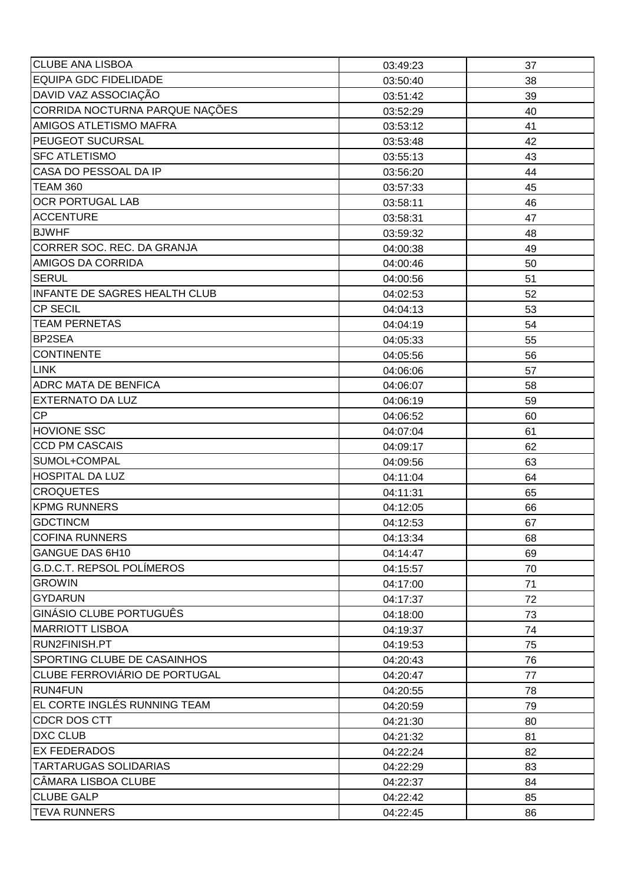| | | |
|---|---|---|
| CLUBE ANA LISBOA | 03:49:23 | 37 |
| EQUIPA GDC FIDELIDADE | 03:50:40 | 38 |
| DAVID VAZ ASSOCIAÇÃO | 03:51:42 | 39 |
| CORRIDA NOCTURNA PARQUE NAÇÕES | 03:52:29 | 40 |
| AMIGOS ATLETISMO MAFRA | 03:53:12 | 41 |
| PEUGEOT SUCURSAL | 03:53:48 | 42 |
| SFC ATLETISMO | 03:55:13 | 43 |
| CASA DO PESSOAL DA IP | 03:56:20 | 44 |
| TEAM 360 | 03:57:33 | 45 |
| OCR PORTUGAL LAB | 03:58:11 | 46 |
| ACCENTURE | 03:58:31 | 47 |
| BJWHF | 03:59:32 | 48 |
| CORRER SOC. REC. DA GRANJA | 04:00:38 | 49 |
| AMIGOS DA CORRIDA | 04:00:46 | 50 |
| SERUL | 04:00:56 | 51 |
| INFANTE DE SAGRES HEALTH CLUB | 04:02:53 | 52 |
| CP SECIL | 04:04:13 | 53 |
| TEAM PERNETAS | 04:04:19 | 54 |
| BP2SEA | 04:05:33 | 55 |
| CONTINENTE | 04:05:56 | 56 |
| LINK | 04:06:06 | 57 |
| ADRC MATA DE BENFICA | 04:06:07 | 58 |
| EXTERNATO DA LUZ | 04:06:19 | 59 |
| CP | 04:06:52 | 60 |
| HOVIONE SSC | 04:07:04 | 61 |
| CCD PM CASCAIS | 04:09:17 | 62 |
| SUMOL+COMPAL | 04:09:56 | 63 |
| HOSPITAL DA LUZ | 04:11:04 | 64 |
| CROQUETES | 04:11:31 | 65 |
| KPMG RUNNERS | 04:12:05 | 66 |
| GDCTINCM | 04:12:53 | 67 |
| COFINA RUNNERS | 04:13:34 | 68 |
| GANGUE DAS 6H10 | 04:14:47 | 69 |
| G.D.C.T. REPSOL POLÍMEROS | 04:15:57 | 70 |
| GROWIN | 04:17:00 | 71 |
| GYDARUN | 04:17:37 | 72 |
| GINÁSIO CLUBE PORTUGUÊS | 04:18:00 | 73 |
| MARRIOTT LISBOA | 04:19:37 | 74 |
| RUN2FINISH.PT | 04:19:53 | 75 |
| SPORTING CLUBE DE CASAINHOS | 04:20:43 | 76 |
| CLUBE FERROVIÁRIO DE PORTUGAL | 04:20:47 | 77 |
| RUN4FUN | 04:20:55 | 78 |
| EL CORTE INGLÉS RUNNING TEAM | 04:20:59 | 79 |
| CDCR DOS CTT | 04:21:30 | 80 |
| DXC CLUB | 04:21:32 | 81 |
| EX FEDERADOS | 04:22:24 | 82 |
| TARTARUGAS SOLIDARIAS | 04:22:29 | 83 |
| CÂMARA LISBOA CLUBE | 04:22:37 | 84 |
| CLUBE GALP | 04:22:42 | 85 |
| TEVA RUNNERS | 04:22:45 | 86 |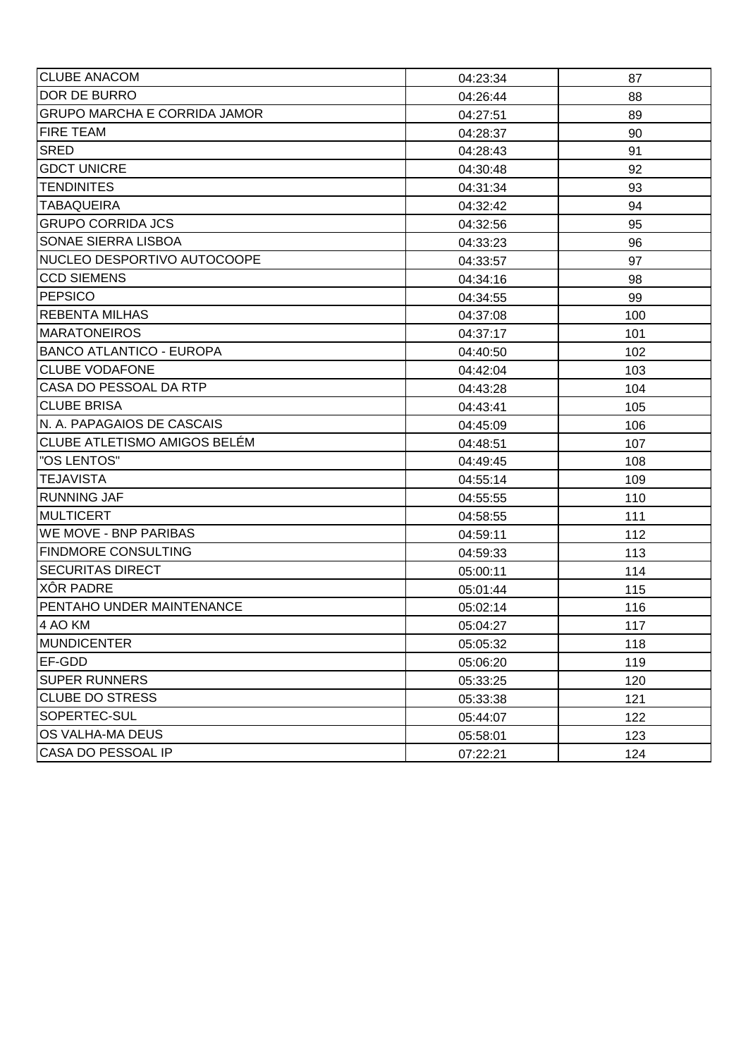| | | |
|---|---|---|
| CLUBE ANACOM | 04:23:34 | 87 |
| DOR DE BURRO | 04:26:44 | 88 |
| GRUPO MARCHA E CORRIDA JAMOR | 04:27:51 | 89 |
| FIRE TEAM | 04:28:37 | 90 |
| SRED | 04:28:43 | 91 |
| GDCT UNICRE | 04:30:48 | 92 |
| TENDINITES | 04:31:34 | 93 |
| TABAQUEIRA | 04:32:42 | 94 |
| GRUPO CORRIDA JCS | 04:32:56 | 95 |
| SONAE SIERRA LISBOA | 04:33:23 | 96 |
| NUCLEO DESPORTIVO AUTOCOOPE | 04:33:57 | 97 |
| CCD SIEMENS | 04:34:16 | 98 |
| PEPSICO | 04:34:55 | 99 |
| REBENTA MILHAS | 04:37:08 | 100 |
| MARATONEIROS | 04:37:17 | 101 |
| BANCO ATLANTICO - EUROPA | 04:40:50 | 102 |
| CLUBE VODAFONE | 04:42:04 | 103 |
| CASA DO PESSOAL DA RTP | 04:43:28 | 104 |
| CLUBE BRISA | 04:43:41 | 105 |
| N. A. PAPAGAIOS DE CASCAIS | 04:45:09 | 106 |
| CLUBE ATLETISMO AMIGOS BELÉM | 04:48:51 | 107 |
| "OS LENTOS" | 04:49:45 | 108 |
| TEJAVISTA | 04:55:14 | 109 |
| RUNNING JAF | 04:55:55 | 110 |
| MULTICERT | 04:58:55 | 111 |
| WE MOVE - BNP PARIBAS | 04:59:11 | 112 |
| FINDMORE CONSULTING | 04:59:33 | 113 |
| SECURITAS DIRECT | 05:00:11 | 114 |
| XÔR PADRE | 05:01:44 | 115 |
| PENTAHO UNDER MAINTENANCE | 05:02:14 | 116 |
| 4 AO KM | 05:04:27 | 117 |
| MUNDICENTER | 05:05:32 | 118 |
| EF-GDD | 05:06:20 | 119 |
| SUPER RUNNERS | 05:33:25 | 120 |
| CLUBE DO STRESS | 05:33:38 | 121 |
| SOPERTEC-SUL | 05:44:07 | 122 |
| OS VALHA-MA DEUS | 05:58:01 | 123 |
| CASA DO PESSOAL IP | 07:22:21 | 124 |